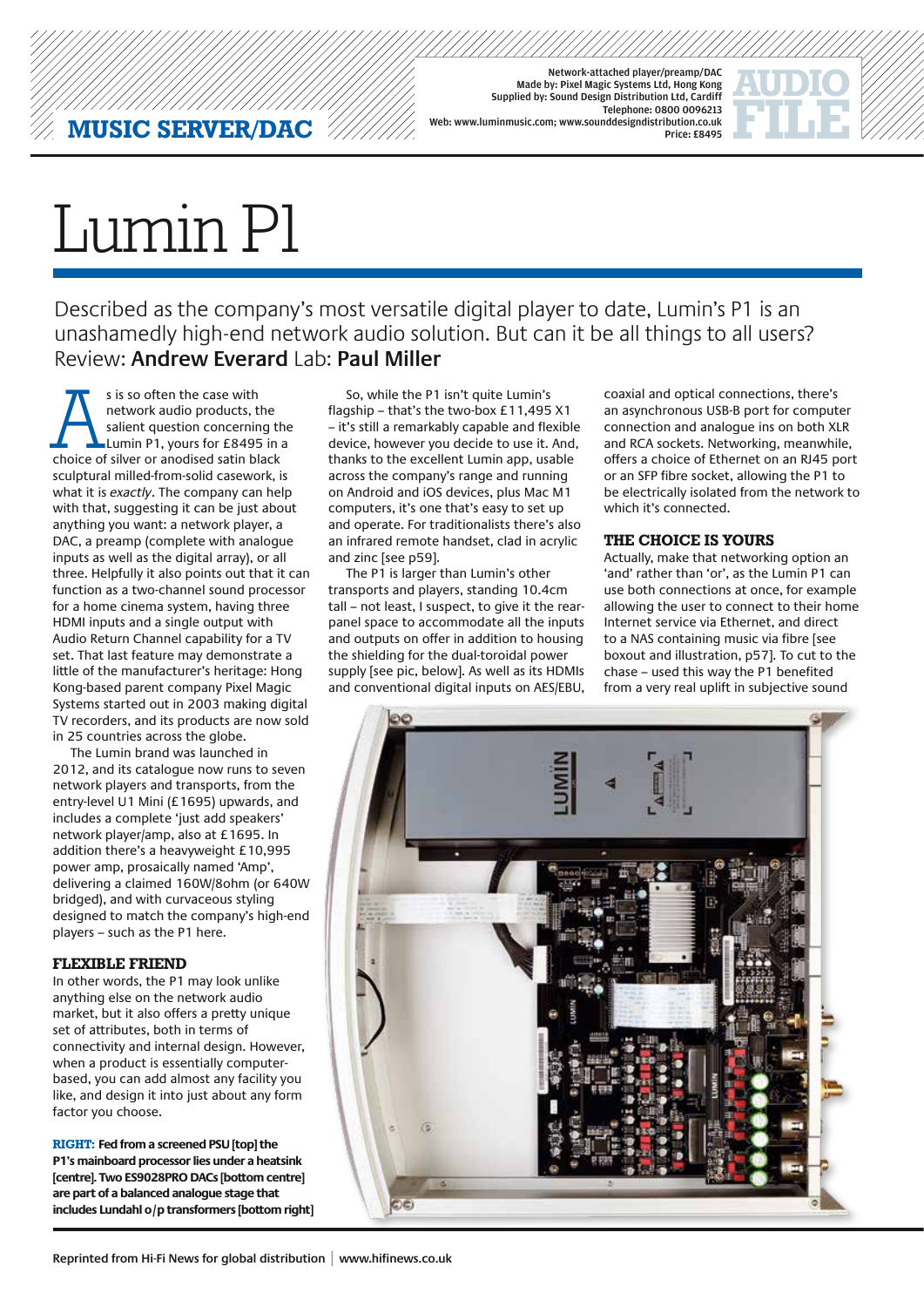MUSIC SERVER/DAC

Network-attached player/preamp/DAC
Made by: Pixel Magic Systems Ltd, Hong Kong
Supplied by: Sound Design Distribution Ltd, Cardiff
Telephone: 0800 0096213
Web: www.luminmusic.com; www.sounddesigndistribution.co.uk
Price: £8495

AUDIO FILE

# Lumin P1

Described as the company's most versatile digital player to date, Lumin's P1 is an unashamedly high-end network audio solution. But can it be all things to all users?
Review: **Andrew Everard** Lab: **Paul Miller**

As is so often the case with network audio products, the salient question concerning the Lumin P1, yours for £8495 in a choice of silver or anodised satin black sculptural milled-from-solid casework, is what it is *exactly*. The company can help with that, suggesting it can be just about anything you want: a network player, a DAC, a preamp (complete with analogue inputs as well as the digital array), or all three. Helpfully it also points out that it can function as a two-channel sound processor for a home cinema system, having three HDMI inputs and a single output with Audio Return Channel capability for a TV set. That last feature may demonstrate a little of the manufacturer's heritage: Hong Kong-based parent company Pixel Magic Systems started out in 2003 making digital TV recorders, and its products are now sold in 25 countries across the globe.

The Lumin brand was launched in 2012, and its catalogue now runs to seven network players and transports, from the entry-level U1 Mini (£1695) upwards, and includes a complete 'just add speakers' network player/amp, also at £1695. In addition there's a heavyweight £10,995 power amp, prosaically named 'Amp', delivering a claimed 160W/8ohm (or 640W bridged), and with curvaceous styling designed to match the company's high-end players – such as the P1 here.

## FLEXIBLE FRIEND

In other words, the P1 may look unlike anything else on the network audio market, but it also offers a pretty unique set of attributes, both in terms of connectivity and internal design. However, when a product is essentially computer-based, you can add almost any facility you like, and design it into just about any form factor you choose.

**RIGHT: Fed from a screened PSU [top] the P1's mainboard processor lies under a heatsink [centre]. Two ES9028PRO DACs [bottom centre] are part of a balanced analogue stage that includes Lundahl o/p transformers [bottom right]**

So, while the P1 isn't quite Lumin's flagship – that's the two-box £11,495 X1 – it's still a remarkably capable and flexible device, however you decide to use it. And, thanks to the excellent Lumin app, usable across the company's range and running on Android and iOS devices, plus Mac M1 computers, it's one that's easy to set up and operate. For traditionalists there's also an infrared remote handset, clad in acrylic and zinc [see p59].

The P1 is larger than Lumin's other transports and players, standing 10.4cm tall – not least, I suspect, to give it the rear-panel space to accommodate all the inputs and outputs on offer in addition to housing the shielding for the dual-toroidal power supply [see pic, below]. As well as its HDMIs and conventional digital inputs on AES/EBU, coaxial and optical connections, there's an asynchronous USB-B port for computer connection and analogue ins on both XLR and RCA sockets. Networking, meanwhile, offers a choice of Ethernet on an RJ45 port or an SFP fibre socket, allowing the P1 to be electrically isolated from the network to which it's connected.

## THE CHOICE IS YOURS

Actually, make that networking option an 'and' rather than 'or', as the Lumin P1 can use both connections at once, for example allowing the user to connect to their home Internet service via Ethernet, and direct to a NAS containing music via fibre [see boxout and illustration, p57]. To cut to the chase – used this way the P1 benefited from a very real uplift in subjective sound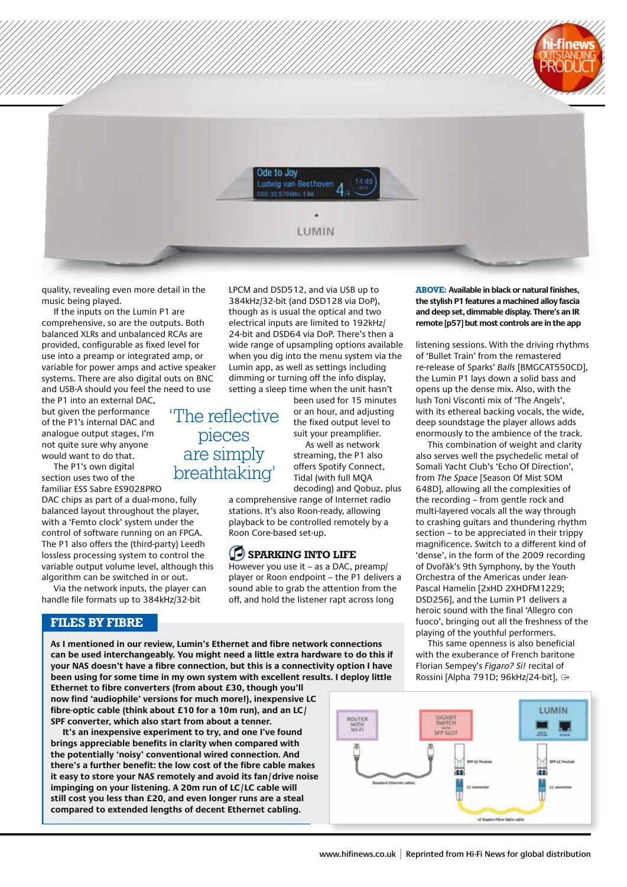quality, revealing even more detail in the music being played.

If the inputs on the Lumin P1 are comprehensive, so are the outputs. Both balanced XLRs and unbalanced RCAs are provided, configurable as fixed level for use into a preamp or integrated amp, or variable for power amps and active speaker systems. There are also digital outs on BNC and USB-A should you feel the need to use the P1 into an external DAC, but given the performance of the P1's internal DAC and analogue output stages, I'm not quite sure why anyone would want to do that.

The P1's own digital section uses two of the familiar ESS Sabre ES9028PRO DAC chips as part of a dual-mono, fully balanced layout throughout the player, with a 'Femto clock' system under the control of software running on an FPGA. The P1 also offers the (third-party) Leedh lossless processing system to control the variable output volume level, although this algorithm can be switched in or out.

Via the network inputs, the player can handle file formats up to 384kHz/32-bit LPCM and DSD512, and via USB up to 384kHz/32-bit (and DSD128 via DoP), though as is usual the optical and two electrical inputs are limited to 192kHz/24-bit and DSD64 via DoP. There's then a wide range of upsampling options available when you dig into the menu system via the Lumin app, as well as settings including dimming or turning off the info display, setting a sleep time when the unit hasn't been used for 15 minutes or an hour, and adjusting the fixed output level to suit your preamplifier.

> 'The reflective pieces are simply breathtaking'

As well as network streaming, the P1 also offers Spotify Connect, Tidal (with full MQA decoding) and Qobuz, plus a comprehensive range of Internet radio stations. It's also Roon-ready, allowing playback to be controlled remotely by a Roon Core-based set-up.

## SPARKING INTO LIFE

However you use it – as a DAC, preamp/player or Roon endpoint – the P1 delivers a sound able to grab the attention from the off, and hold the listener rapt across long listening sessions. With the driving rhythms of 'Bullet Train' from the remastered re-release of Sparks' *Balls* [BMGCAT550CD], the Lumin P1 lays down a solid bass and opens up the dense mix. Also, with the lush Toni Visconti mix of 'The Angels', with its ethereal backing vocals, the wide, deep soundstage the player allows adds enormously to the ambience of the track.

This combination of weight and clarity also serves well the psychedelic metal of Somali Yacht Club's 'Echo Of Direction', from *The Space* [Season Of Mist SOM 648D], allowing all the complexities of the recording – from gentle rock and multi-layered vocals all the way through to crashing guitars and thundering rhythm section – to be appreciated in their trippy magnificence. Switch to a different kind of 'dense', in the form of the 2009 recording of Dvořák's 9th Symphony, by the Youth Orchestra of the Americas under Jean-Pascal Hamelin [2xHD 2XHDFM1229; DSD256], and the Lumin P1 delivers a heroic sound with the final 'Allegro con fuoco', bringing out all the freshness of the playing of the youthful performers.

This same openness is also beneficial with the exuberance of French baritone Florian Sempey's *Figaro? Si!* recital of Rossini [Alpha 791D; 96kHz/24-bit],

**ABOVE: Available in black or natural finishes, the stylish P1 features a machined alloy fascia and deep set, dimmable display. There's an IR remote [p57] but most controls are in the app**

## FILES BY FIBRE

**As I mentioned in our review, Lumin's Ethernet and fibre network connections can be used interchangeably. You might need a little extra hardware to do this if your NAS doesn't have a fibre connection, but this is a connectivity option I have been using for some time in my own system with excellent results. I deploy little Ethernet to fibre converters (from about £30, though you'll now find 'audiophile' versions for much more!), inexpensive LC fibre-optic cable (think about £10 for a 10m run), and an LC/SPF converter, which also start from about a tenner.**

**It's an inexpensive experiment to try, and one I've found brings appreciable benefits in clarity when compared with the potentially 'noisy' conventional wired connection. And there's a further benefit: the low cost of the fibre cable makes it easy to store your NAS remotely and avoid its fan/drive noise impinging on your listening. A 20m run of LC/LC cable will still cost you less than £20, and even longer runs are a steal compared to extended lengths of decent Ethernet cabling.**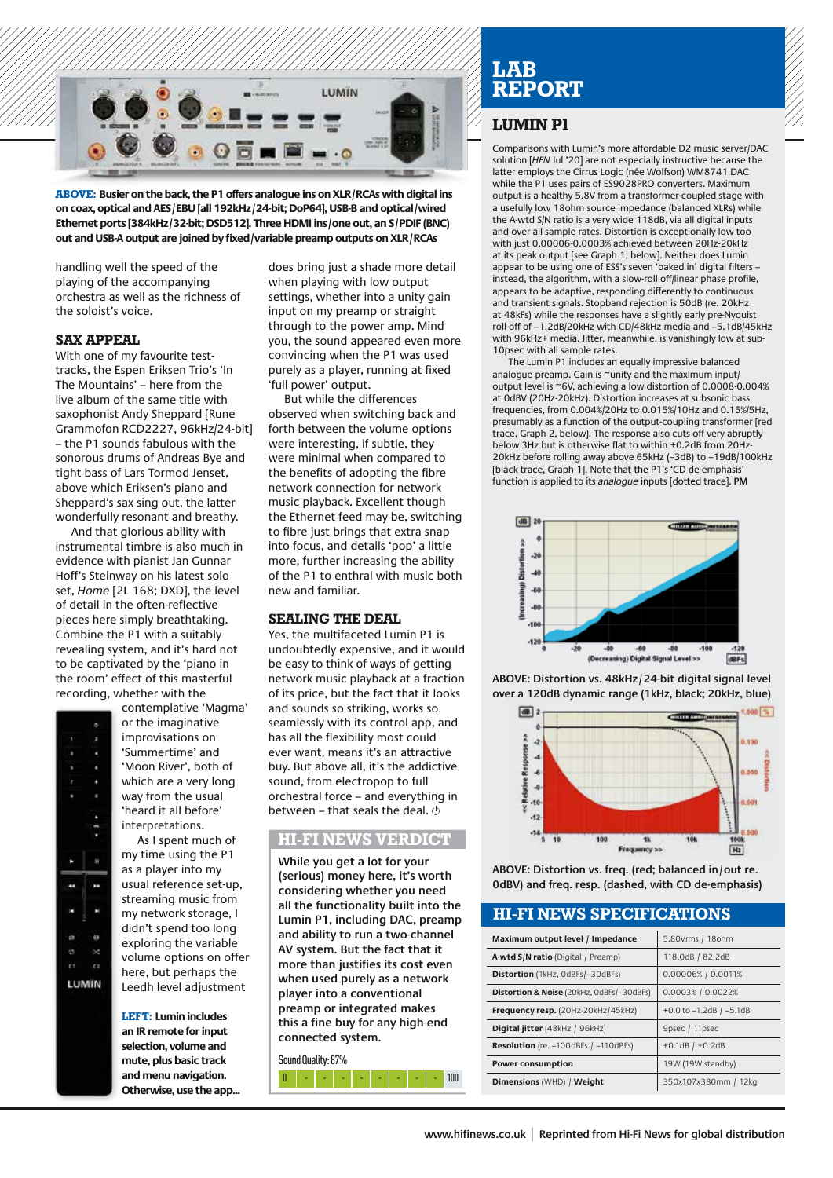**ABOVE:** Busier on the back, the P1 offers analogue ins on XLR/RCAs with digital ins on coax, optical and AES/EBU [all 192kHz/24-bit; DoP64], USB-B and optical/wired Ethernet ports [384kHz/32-bit; DSD512]. Three HDMI ins/one out, an S/PDIF (BNC) out and USB-A output are joined by fixed/variable preamp outputs on XLR/RCAs

handling well the speed of the playing of the accompanying orchestra as well as the richness of the soloist's voice.

### SAX APPEAL

With one of my favourite test-tracks, the Espen Eriksen Trio's 'In The Mountains' – here from the live album of the same title with saxophonist Andy Sheppard [Rune Grammofon RCD2227, 96kHz/24-bit] – the P1 sounds fabulous with the sonorous drums of Andreas Bye and tight bass of Lars Tormod Jenset, above which Eriksen's piano and Sheppard's sax sing out, the latter wonderfully resonant and breathy.

And that glorious ability with instrumental timbre is also much in evidence with pianist Jan Gunnar Hoff's Steinway on his latest solo set, *Home* [2L 168; DXD], the level of detail in the often-reflective pieces here simply breathtaking. Combine the P1 with a suitably revealing system, and it's hard not to be captivated by the 'piano in the room' effect of this masterful recording, whether with the contemplative 'Magma' or the imaginative improvisations on 'Summertime' and 'Moon River', both of which are a very long way from the usual 'heard it all before' interpretations.

As I spent much of my time using the P1 as a player into my usual reference set-up, streaming music from my network storage, I didn't spend too long exploring the variable volume options on offer here, but perhaps the Leedh level adjustment does bring just a shade more detail when playing with low output settings, whether into a unity gain input on my preamp or straight through to the power amp. Mind you, the sound appeared even more convincing when the P1 was used purely as a player, running at fixed 'full power' output.

But while the differences observed when switching back and forth between the volume options were interesting, if subtle, they were minimal when compared to the benefits of adopting the fibre network connection for network music playback. Excellent though the Ethernet feed may be, switching to fibre just brings that extra snap into focus, and details 'pop' a little more, further increasing the ability of the P1 to enthral with music both new and familiar.

**LEFT:** Lumin includes an IR remote for input selection, volume and mute, plus basic track and menu navigation. Otherwise, use the app...

### SEALING THE DEAL

Yes, the multifaceted Lumin P1 is undoubtedly expensive, and it would be easy to think of ways of getting network music playback at a fraction of its price, but the fact that it looks and sounds so striking, works so seamlessly with its control app, and has all the flexibility most could ever want, means it's an attractive buy. But above all, it's the addictive sound, from electropop to full orchestral force – and everything in between – that seals the deal.

## HI-FI NEWS VERDICT

**While you get a lot for your (serious) money here, it's worth considering whether you need all the functionality built into the Lumin P1, including DAC, preamp and ability to run a two-channel AV system. But the fact that it more than justifies its cost even when used purely as a network player into a conventional preamp or integrated makes this a fine buy for any high-end connected system.**

Sound Quality: 87%

0 - - - - - - - - - 100

## LAB REPORT

### LUMIN P1

Comparisons with Lumin's more affordable D2 music server/DAC solution [*HFN* Jul '20] are not especially instructive because the latter employs the Cirrus Logic (née Wolfson) WM8741 DAC while the P1 uses pairs of ES9028PRO converters. Maximum output is a healthy 5.8V from a transformer-coupled stage with a usefully low 18ohm source impedance (balanced XLRs) while the A-wtd S/N ratio is a very wide 118dB, via all digital inputs and over all sample rates. Distortion is exceptionally low too with just 0.00006-0.0003% achieved between 20Hz-20kHz at its peak output [see Graph 1, below]. Neither does Lumin appear to be using one of ESS's seven 'baked in' digital filters – instead, the algorithm, with a slow-roll off/linear phase profile, appears to be adaptive, responding differently to continuous and transient signals. Stopband rejection is 50dB (re. 20kHz at 48kFs) while the responses have a slightly early pre-Nyquist roll-off of –1.2dB/20kHz with CD/48kHz media and –5.1dB/45kHz with 96kHz+ media. Jitter, meanwhile, is vanishingly low at sub-10psec with all sample rates.

The Lumin P1 includes an equally impressive balanced analogue preamp. Gain is ~unity and the maximum input/output level is ~6V, achieving a low distortion of 0.0008-0.004% at 0dBV (20Hz-20kHz). Distortion increases at subsonic bass frequencies, from 0.004%/20Hz to 0.015%/10Hz and 0.15%/5Hz, presumably as a function of the output-coupling transformer [red trace, Graph 2, below]. The response also cuts off very abruptly below 3Hz but is otherwise flat to within ±0.2dB from 20Hz-20kHz before rolling away above 65kHz (–3dB) to –19dB/100kHz [black trace, Graph 1]. Note that the P1's 'CD de-emphasis' function is applied to its *analogue* inputs [dotted trace]. **PM**

dB
(Increasing) Distortion >>
20
0
-20
-40
-60
-80
-100
-120
-20 -40 -60 -80 -100 -120
(Decreasing) Digital Signal Level >>
dBFs
MILLER AUDIO RESEARCH

ABOVE: Distortion vs. 48kHz/24-bit digital signal level over a 120dB dynamic range (1kHz, black; 20kHz, blue)

dB
<< Relative Response >>
2
0
-2
-4
-6
-8
-10
-12
-14
5 10 100 1k 10k 100k
Frequency >>
Hz
1.000 %
0.100
0.010
0.001
0.000
<< Distortion
MILLER AUDIO RESEARCH

ABOVE: Distortion vs. freq. (red; balanced in/out re. 0dBV) and freq. resp. (dashed, with CD de-emphasis)

## HI-FI NEWS SPECIFICATIONS

| | |
|---|---|
| **Maximum output level / Impedance** | 5.80Vrms / 18ohm |
| **A-wtd S/N ratio** (Digital / Preamp) | 118.0dB / 82.2dB |
| **Distortion** (1kHz, 0dBFs/–30dBFs) | 0.00006% / 0.0011% |
| **Distortion & Noise** (20kHz, 0dBFs/–30dBFs) | 0.0003% / 0.0022% |
| **Frequency resp.** (20Hz-20kHz/45kHz) | +0.0 to –1.2dB / –5.1dB |
| **Digital jitter** (48kHz / 96kHz) | 9psec / 11psec |
| **Resolution** (re. –100dBFs / –110dBFs) | ±0.1dB / ±0.2dB |
| **Power consumption** | 19W (19W standby) |
| **Dimensions** (WHD) / **Weight** | 350x107x380mm / 12kg |